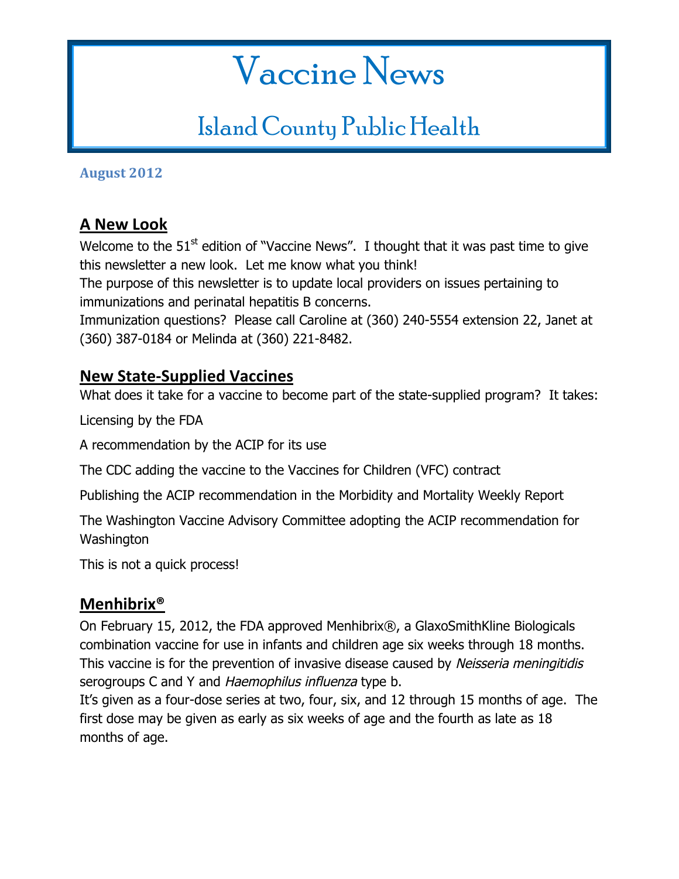# Vaccine News

## Island County Public Health

**August 2012**

## A New Look

Welcome to the 51st edition of "Vaccine News". I thought that it was past time to give this newsletter a new look. Let me know what you think!

The purpose of this newsletter is to update local providers on issues pertaining to immunizations and perinatal hepatitis B concerns.

Immunization questions? Please call Caroline at (360) 240-5554 extension 22, Janet at (360) 387-0184 or Melinda at (360) 221-8482.

## New State-Supplied Vaccines

What does it take for a vaccine to become part of the state-supplied program? It takes:

Licensing by the FDA

A recommendation by the ACIP for its use

The CDC adding the vaccine to the Vaccines for Children (VFC) contract

Publishing the ACIP recommendation in the Morbidity and Mortality Weekly Report

The Washington Vaccine Advisory Committee adopting the ACIP recommendation for Washington

This is not a quick process!

## Menhibrix®

On February 15, 2012, the FDA approved Menhibrix®, a GlaxoSmithKline Biologicals combination vaccine for use in infants and children age six weeks through 18 months. This vaccine is for the prevention of invasive disease caused by *Neisseria meningitidis* serogroups C and Y and *Haemophilus influenza* type b.

It's given as a four-dose series at two, four, six, and 12 through 15 months of age. The first dose may be given as early as six weeks of age and the fourth as late as 18 months of age.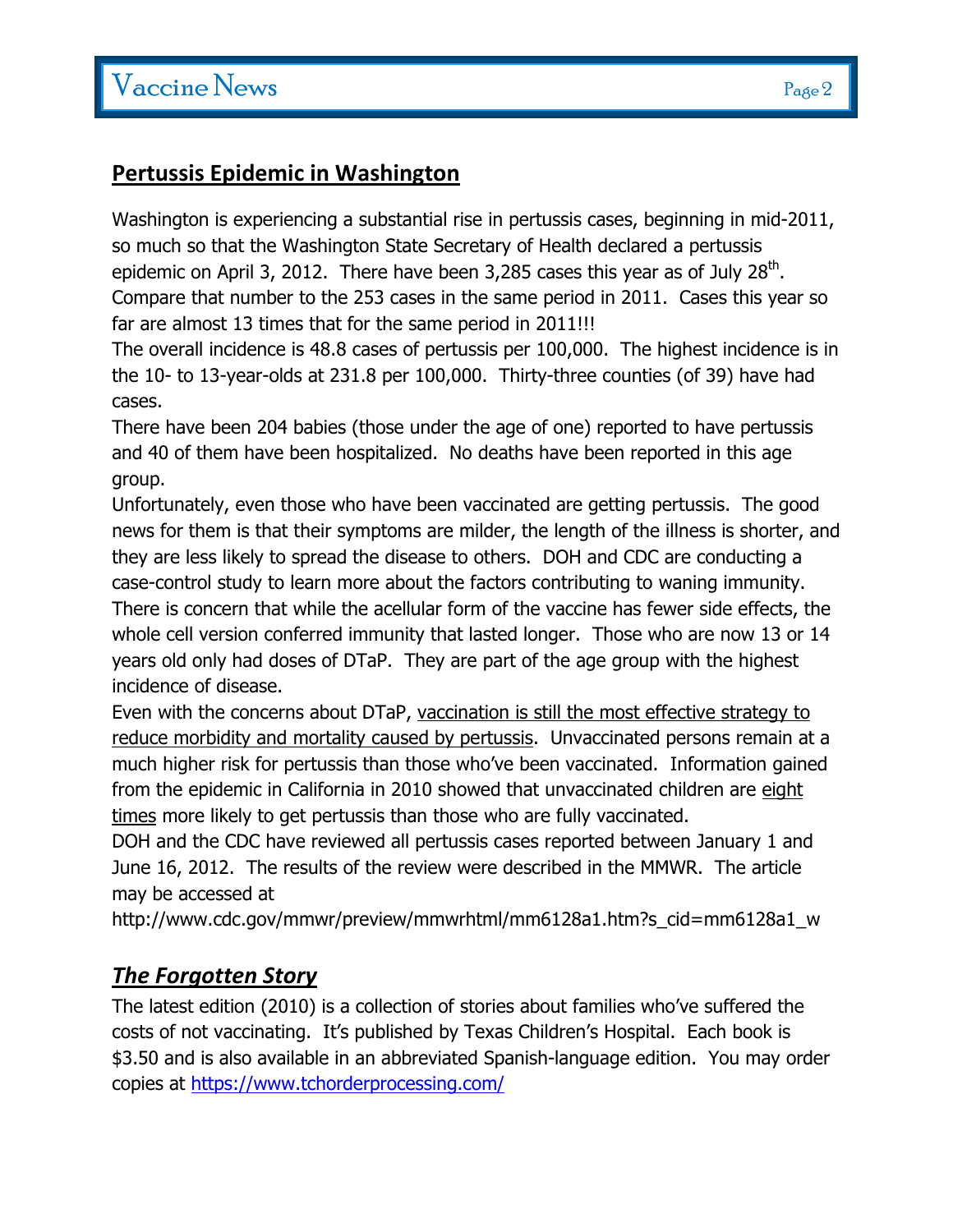## Pertussis Epidemic in Washington

Washington is experiencing a substantial rise in pertussis cases, beginning in mid-2011, so much so that the Washington State Secretary of Health declared a pertussis epidemic on April 3, 2012. There have been 3,285 cases this year as of July 28th. Compare that number to the 253 cases in the same period in 2011. Cases this year so far are almost 13 times that for the same period in 2011!!!

The overall incidence is 48.8 cases of pertussis per 100,000. The highest incidence is in the 10- to 13-year-olds at 231.8 per 100,000. Thirty-three counties (of 39) have had cases.

There have been 204 babies (those under the age of one) reported to have pertussis and 40 of them have been hospitalized. No deaths have been reported in this age group.

Unfortunately, even those who have been vaccinated are getting pertussis. The good news for them is that their symptoms are milder, the length of the illness is shorter, and they are less likely to spread the disease to others. DOH and CDC are conducting a case-control study to learn more about the factors contributing to waning immunity. There is concern that while the acellular form of the vaccine has fewer side effects, the whole cell version conferred immunity that lasted longer. Those who are now 13 or 14 years old only had doses of DTaP. They are part of the age group with the highest incidence of disease.

Even with the concerns about DTaP, vaccination is still the most effective strategy to reduce morbidity and mortality caused by pertussis. Unvaccinated persons remain at a much higher risk for pertussis than those who've been vaccinated. Information gained from the epidemic in California in 2010 showed that unvaccinated children are eight times more likely to get pertussis than those who are fully vaccinated.

DOH and the CDC have reviewed all pertussis cases reported between January 1 and June 16, 2012. The results of the review were described in the MMWR. The article may be accessed at

http://www.cdc.gov/mmwr/preview/mmwrhtml/mm6128a1.htm?s_cid=mm6128a1_w

## *The Forgotten Story*

The latest edition (2010) is a collection of stories about families who've suffered the costs of not vaccinating. It's published by Texas Children's Hospital. Each book is $3.50 and is also available in an abbreviated Spanish-language edition. You may order copies at https://www.tchorderprocessing.com/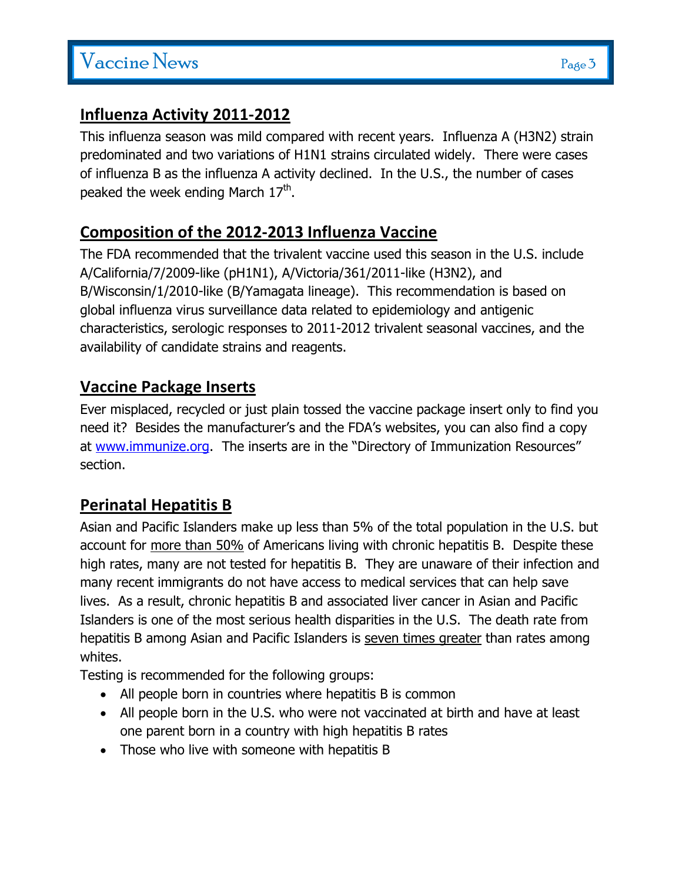## Influenza Activity 2011-2012

This influenza season was mild compared with recent years. Influenza A (H3N2) strain predominated and two variations of H1N1 strains circulated widely. There were cases of influenza B as the influenza A activity declined. In the U.S., the number of cases peaked the week ending March 17th.

## Composition of the 2012-2013 Influenza Vaccine

The FDA recommended that the trivalent vaccine used this season in the U.S. include A/California/7/2009-like (pH1N1), A/Victoria/361/2011-like (H3N2), and B/Wisconsin/1/2010-like (B/Yamagata lineage). This recommendation is based on global influenza virus surveillance data related to epidemiology and antigenic characteristics, serologic responses to 2011-2012 trivalent seasonal vaccines, and the availability of candidate strains and reagents.

## Vaccine Package Inserts

Ever misplaced, recycled or just plain tossed the vaccine package insert only to find you need it? Besides the manufacturer's and the FDA's websites, you can also find a copy at [www.immunize.org](http://www.immunize.org). The inserts are in the "Directory of Immunization Resources" section.

## Perinatal Hepatitis B

Asian and Pacific Islanders make up less than 5% of the total population in the U.S. but account for more than 50% of Americans living with chronic hepatitis B. Despite these high rates, many are not tested for hepatitis B. They are unaware of their infection and many recent immigrants do not have access to medical services that can help save lives. As a result, chronic hepatitis B and associated liver cancer in Asian and Pacific Islanders is one of the most serious health disparities in the U.S. The death rate from hepatitis B among Asian and Pacific Islanders is seven times greater than rates among whites.

Testing is recommended for the following groups:

- All people born in countries where hepatitis B is common
- All people born in the U.S. who were not vaccinated at birth and have at least one parent born in a country with high hepatitis B rates
- Those who live with someone with hepatitis B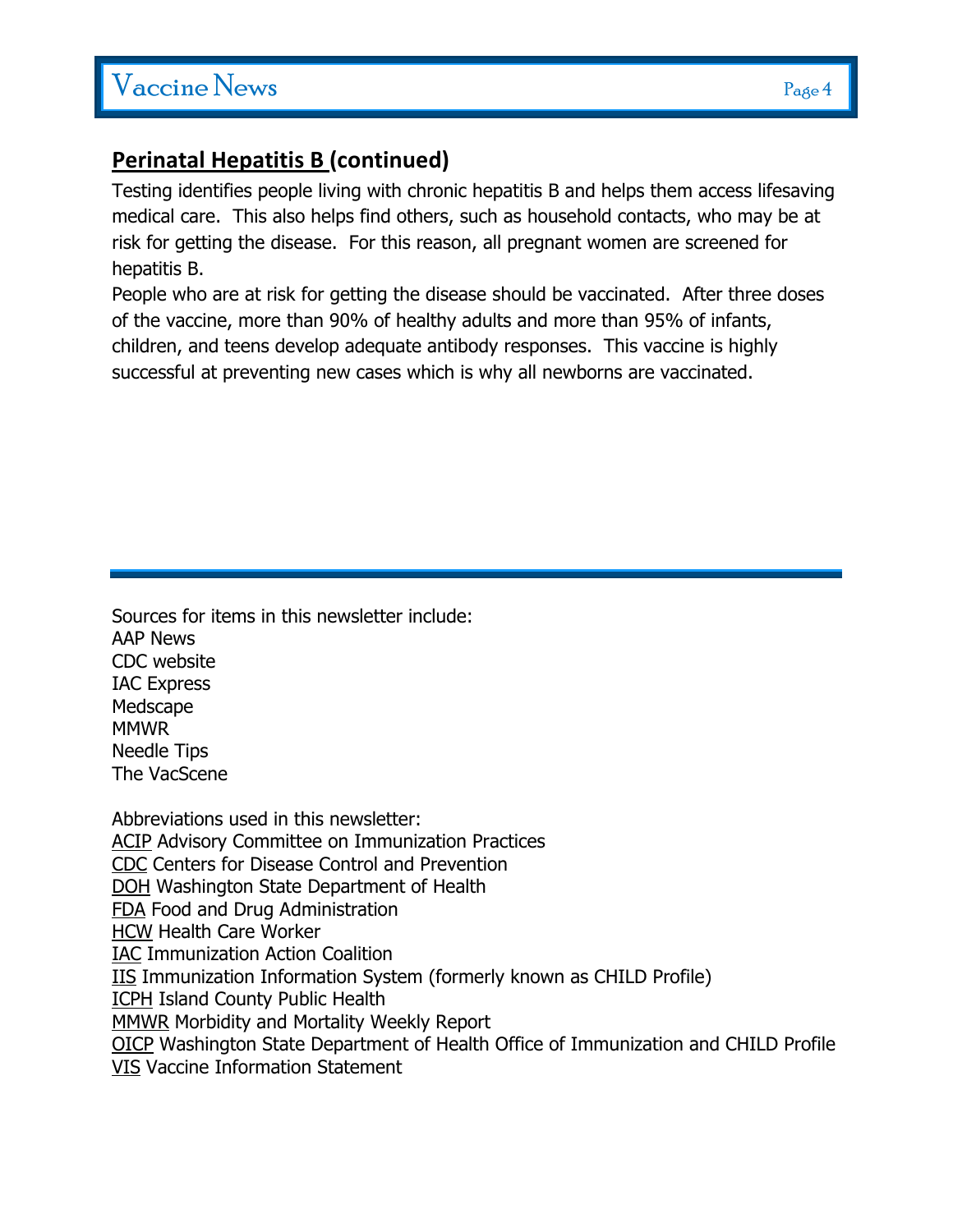## Perinatal Hepatitis B (continued)

Testing identifies people living with chronic hepatitis B and helps them access lifesaving medical care. This also helps find others, such as household contacts, who may be at risk for getting the disease. For this reason, all pregnant women are screened for hepatitis B.

People who are at risk for getting the disease should be vaccinated. After three doses of the vaccine, more than 90% of healthy adults and more than 95% of infants, children, and teens develop adequate antibody responses. This vaccine is highly successful at preventing new cases which is why all newborns are vaccinated.

---

Sources for items in this newsletter include:
AAP News
CDC website
IAC Express
Medscape
MMWR
Needle Tips
The VacScene

Abbreviations used in this newsletter:
ACIP Advisory Committee on Immunization Practices
CDC Centers for Disease Control and Prevention
DOH Washington State Department of Health
FDA Food and Drug Administration
HCW Health Care Worker
IAC Immunization Action Coalition
IIS Immunization Information System (formerly known as CHILD Profile)
ICPH Island County Public Health
MMWR Morbidity and Mortality Weekly Report
OICP Washington State Department of Health Office of Immunization and CHILD Profile
VIS Vaccine Information Statement